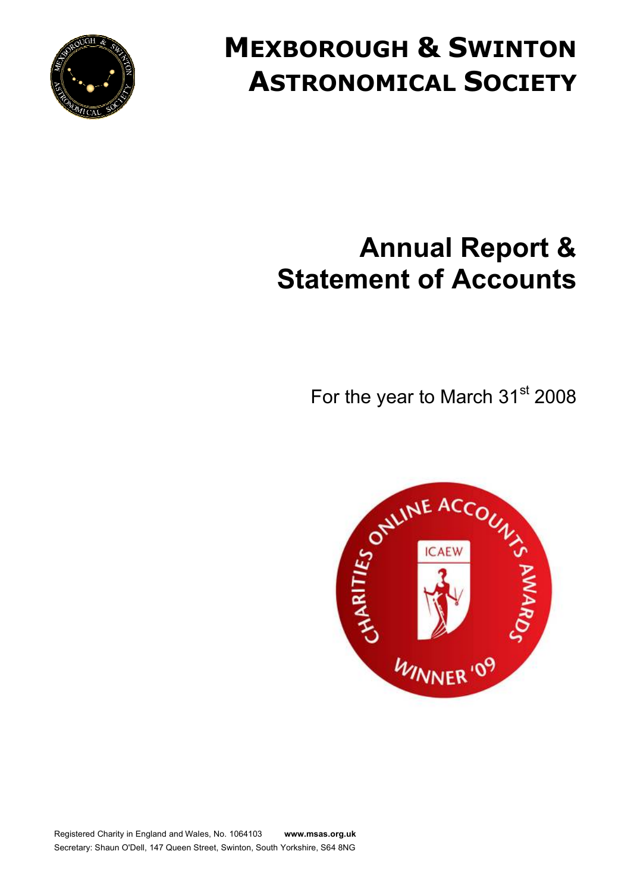# Mexborough & Swinton Astronomical Society

# Annual Report & Statement of Accounts

For the year to March 31st 2008

Registered Charity in England and Wales, No. 1064103 **www.msas.org.uk**

Secretary: Shaun O'Dell, 147 Queen Street, Swinton, South Yorkshire, S64 8NG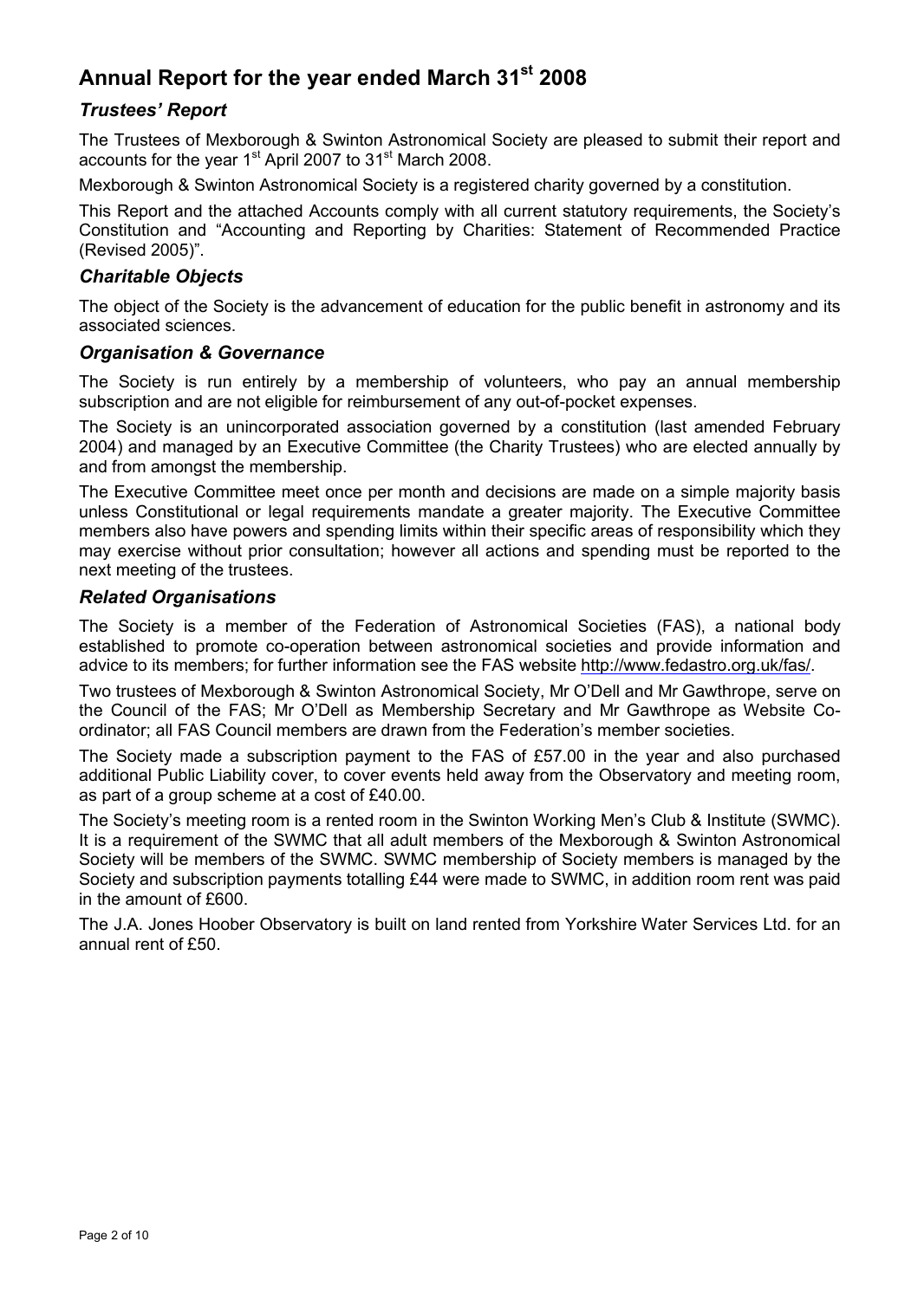# Annual Report for the year ended March 31st 2008

## *Trustees' Report*

The Trustees of Mexborough & Swinton Astronomical Society are pleased to submit their report and accounts for the year 1st April 2007 to 31st March 2008.

Mexborough & Swinton Astronomical Society is a registered charity governed by a constitution.

This Report and the attached Accounts comply with all current statutory requirements, the Society's Constitution and "Accounting and Reporting by Charities: Statement of Recommended Practice (Revised 2005)".

## *Charitable Objects*

The object of the Society is the advancement of education for the public benefit in astronomy and its associated sciences.

## *Organisation & Governance*

The Society is run entirely by a membership of volunteers, who pay an annual membership subscription and are not eligible for reimbursement of any out-of-pocket expenses.

The Society is an unincorporated association governed by a constitution (last amended February 2004) and managed by an Executive Committee (the Charity Trustees) who are elected annually by and from amongst the membership.

The Executive Committee meet once per month and decisions are made on a simple majority basis unless Constitutional or legal requirements mandate a greater majority. The Executive Committee members also have powers and spending limits within their specific areas of responsibility which they may exercise without prior consultation; however all actions and spending must be reported to the next meeting of the trustees.

## *Related Organisations*

The Society is a member of the Federation of Astronomical Societies (FAS), a national body established to promote co-operation between astronomical societies and provide information and advice to its members; for further information see the FAS website http://www.fedastro.org.uk/fas/.

Two trustees of Mexborough & Swinton Astronomical Society, Mr O'Dell and Mr Gawthrope, serve on the Council of the FAS; Mr O'Dell as Membership Secretary and Mr Gawthrope as Website Co-ordinator; all FAS Council members are drawn from the Federation's member societies.

The Society made a subscription payment to the FAS of £57.00 in the year and also purchased additional Public Liability cover, to cover events held away from the Observatory and meeting room, as part of a group scheme at a cost of £40.00.

The Society's meeting room is a rented room in the Swinton Working Men's Club & Institute (SWMC). It is a requirement of the SWMC that all adult members of the Mexborough & Swinton Astronomical Society will be members of the SWMC. SWMC membership of Society members is managed by the Society and subscription payments totalling £44 were made to SWMC, in addition room rent was paid in the amount of £600.

The J.A. Jones Hoober Observatory is built on land rented from Yorkshire Water Services Ltd. for an annual rent of £50.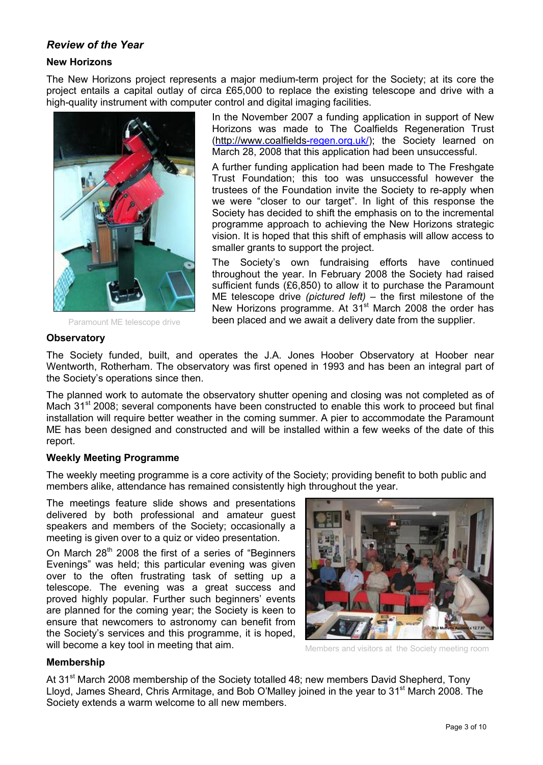## *Review of the Year*

### New Horizons

The New Horizons project represents a major medium-term project for the Society; at its core the project entails a capital outlay of circa £65,000 to replace the existing telescope and drive with a high-quality instrument with computer control and digital imaging facilities.

Paramount ME telescope drive

In the November 2007 a funding application in support of New Horizons was made to The Coalfields Regeneration Trust (http://www.coalfields-regen.org.uk/); the Society learned on March 28, 2008 that this application had been unsuccessful.

A further funding application had been made to The Freshgate Trust Foundation; this too was unsuccessful however the trustees of the Foundation invite the Society to re-apply when we were "closer to our target". In light of this response the Society has decided to shift the emphasis on to the incremental programme approach to achieving the New Horizons strategic vision. It is hoped that this shift of emphasis will allow access to smaller grants to support the project.

The Society's own fundraising efforts have continued throughout the year. In February 2008 the Society had raised sufficient funds (£6,850) to allow it to purchase the Paramount ME telescope drive *(pictured left)* – the first milestone of the New Horizons programme. At 31st March 2008 the order has been placed and we await a delivery date from the supplier.

### Observatory

The Society funded, built, and operates the J.A. Jones Hoober Observatory at Hoober near Wentworth, Rotherham. The observatory was first opened in 1993 and has been an integral part of the Society's operations since then.

The planned work to automate the observatory shutter opening and closing was not completed as of Mach 31st 2008; several components have been constructed to enable this work to proceed but final installation will require better weather in the coming summer. A pier to accommodate the Paramount ME has been designed and constructed and will be installed within a few weeks of the date of this report.

### Weekly Meeting Programme

The weekly meeting programme is a core activity of the Society; providing benefit to both public and members alike, attendance has remained consistently high throughout the year.

The meetings feature slide shows and presentations delivered by both professional and amateur guest speakers and members of the Society; occasionally a meeting is given over to a quiz or video presentation.

On March 28th 2008 the first of a series of "Beginners Evenings" was held; this particular evening was given over to the often frustrating task of setting up a telescope. The evening was a great success and proved highly popular. Further such beginners' events are planned for the coming year; the Society is keen to ensure that newcomers to astronomy can benefit from the Society's services and this programme, it is hoped, will become a key tool in meeting that aim.

Members and visitors at the Society meeting room

### Membership

At 31st March 2008 membership of the Society totalled 48; new members David Shepherd, Tony Lloyd, James Sheard, Chris Armitage, and Bob O'Malley joined in the year to 31st March 2008. The Society extends a warm welcome to all new members.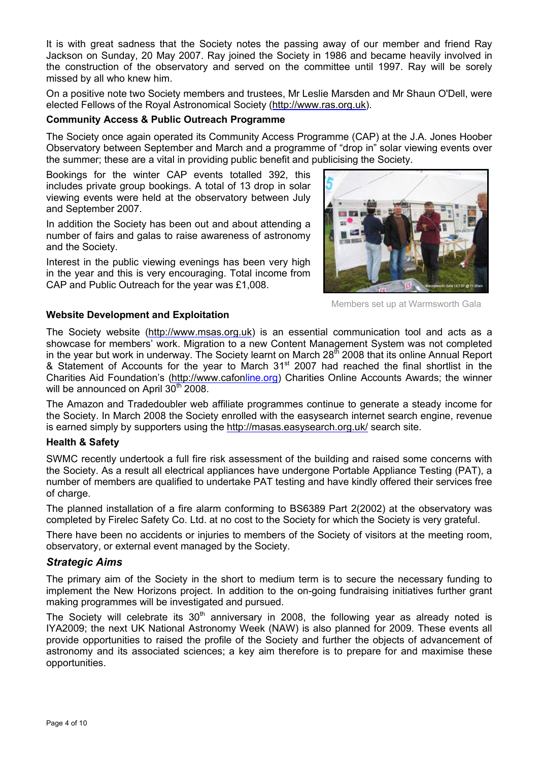It is with great sadness that the Society notes the passing away of our member and friend Ray Jackson on Sunday, 20 May 2007. Ray joined the Society in 1986 and became heavily involved in the construction of the observatory and served on the committee until 1997. Ray will be sorely missed by all who knew him.

On a positive note two Society members and trustees, Mr Leslie Marsden and Mr Shaun O'Dell, were elected Fellows of the Royal Astronomical Society (http://www.ras.org.uk).

**Community Access & Public Outreach Programme**

The Society once again operated its Community Access Programme (CAP) at the J.A. Jones Hoober Observatory between September and March and a programme of "drop in" solar viewing events over the summer; these are a vital in providing public benefit and publicising the Society.

Bookings for the winter CAP events totalled 392, this includes private group bookings. A total of 13 drop in solar viewing events were held at the observatory between July and September 2007.

In addition the Society has been out and about attending a number of fairs and galas to raise awareness of astronomy and the Society.

Interest in the public viewing evenings has been very high in the year and this is very encouraging. Total income from CAP and Public Outreach for the year was £1,008.

Members set up at Warmsworth Gala

**Website Development and Exploitation**

The Society website (http://www.msas.org.uk) is an essential communication tool and acts as a showcase for members' work. Migration to a new Content Management System was not completed in the year but work in underway. The Society learnt on March 28th 2008 that its online Annual Report & Statement of Accounts for the year to March 31st 2007 had reached the final shortlist in the Charities Aid Foundation's (http://www.cafonline.org) Charities Online Accounts Awards; the winner will be announced on April 30th 2008.

The Amazon and Tradedoubler web affiliate programmes continue to generate a steady income for the Society. In March 2008 the Society enrolled with the easysearch internet search engine, revenue is earned simply by supporters using the http://masas.easysearch.org.uk/ search site.

**Health & Safety**

SWMC recently undertook a full fire risk assessment of the building and raised some concerns with the Society. As a result all electrical appliances have undergone Portable Appliance Testing (PAT), a number of members are qualified to undertake PAT testing and have kindly offered their services free of charge.

The planned installation of a fire alarm conforming to BS6389 Part 2(2002) at the observatory was completed by Firelec Safety Co. Ltd. at no cost to the Society for which the Society is very grateful.

There have been no accidents or injuries to members of the Society of visitors at the meeting room, observatory, or external event managed by the Society.

## *Strategic Aims*

The primary aim of the Society in the short to medium term is to secure the necessary funding to implement the New Horizons project. In addition to the on-going fundraising initiatives further grant making programmes will be investigated and pursued.

The Society will celebrate its 30th anniversary in 2008, the following year as already noted is IYA2009; the next UK National Astronomy Week (NAW) is also planned for 2009. These events all provide opportunities to raised the profile of the Society and further the objects of advancement of astronomy and its associated sciences; a key aim therefore is to prepare for and maximise these opportunities.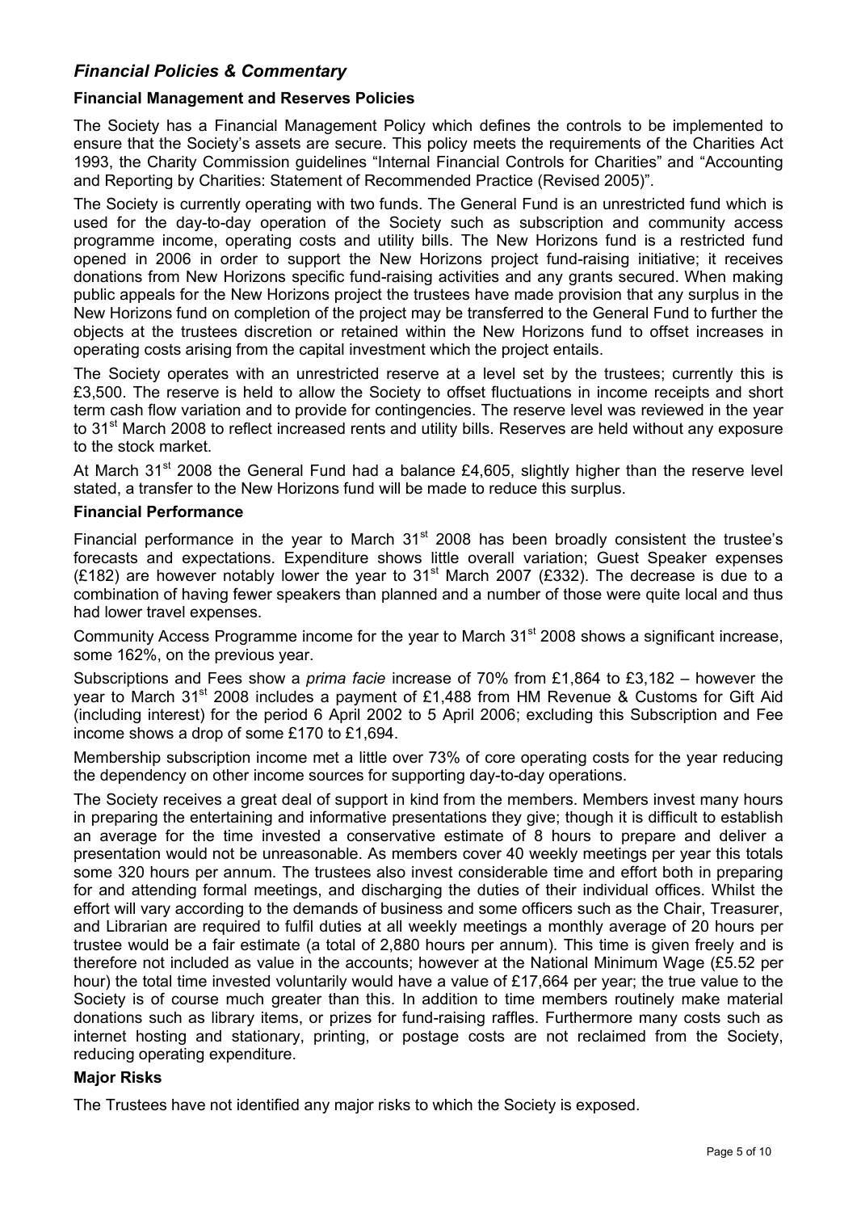## *Financial Policies & Commentary*

### Financial Management and Reserves Policies

The Society has a Financial Management Policy which defines the controls to be implemented to ensure that the Society's assets are secure. This policy meets the requirements of the Charities Act 1993, the Charity Commission guidelines "Internal Financial Controls for Charities" and "Accounting and Reporting by Charities: Statement of Recommended Practice (Revised 2005)".

The Society is currently operating with two funds. The General Fund is an unrestricted fund which is used for the day-to-day operation of the Society such as subscription and community access programme income, operating costs and utility bills. The New Horizons fund is a restricted fund opened in 2006 in order to support the New Horizons project fund-raising initiative; it receives donations from New Horizons specific fund-raising activities and any grants secured. When making public appeals for the New Horizons project the trustees have made provision that any surplus in the New Horizons fund on completion of the project may be transferred to the General Fund to further the objects at the trustees discretion or retained within the New Horizons fund to offset increases in operating costs arising from the capital investment which the project entails.

The Society operates with an unrestricted reserve at a level set by the trustees; currently this is £3,500. The reserve is held to allow the Society to offset fluctuations in income receipts and short term cash flow variation and to provide for contingencies. The reserve level was reviewed in the year to 31st March 2008 to reflect increased rents and utility bills. Reserves are held without any exposure to the stock market.

At March 31st 2008 the General Fund had a balance £4,605, slightly higher than the reserve level stated, a transfer to the New Horizons fund will be made to reduce this surplus.

### Financial Performance

Financial performance in the year to March 31st 2008 has been broadly consistent the trustee's forecasts and expectations. Expenditure shows little overall variation; Guest Speaker expenses (£182) are however notably lower the year to 31st March 2007 (£332). The decrease is due to a combination of having fewer speakers than planned and a number of those were quite local and thus had lower travel expenses.

Community Access Programme income for the year to March 31st 2008 shows a significant increase, some 162%, on the previous year.

Subscriptions and Fees show a *prima facie* increase of 70% from £1,864 to £3,182 – however the year to March 31st 2008 includes a payment of £1,488 from HM Revenue & Customs for Gift Aid (including interest) for the period 6 April 2002 to 5 April 2006; excluding this Subscription and Fee income shows a drop of some £170 to £1,694.

Membership subscription income met a little over 73% of core operating costs for the year reducing the dependency on other income sources for supporting day-to-day operations.

The Society receives a great deal of support in kind from the members. Members invest many hours in preparing the entertaining and informative presentations they give; though it is difficult to establish an average for the time invested a conservative estimate of 8 hours to prepare and deliver a presentation would not be unreasonable. As members cover 40 weekly meetings per year this totals some 320 hours per annum. The trustees also invest considerable time and effort both in preparing for and attending formal meetings, and discharging the duties of their individual offices. Whilst the effort will vary according to the demands of business and some officers such as the Chair, Treasurer, and Librarian are required to fulfil duties at all weekly meetings a monthly average of 20 hours per trustee would be a fair estimate (a total of 2,880 hours per annum). This time is given freely and is therefore not included as value in the accounts; however at the National Minimum Wage (£5.52 per hour) the total time invested voluntarily would have a value of £17,664 per year; the true value to the Society is of course much greater than this. In addition to time members routinely make material donations such as library items, or prizes for fund-raising raffles. Furthermore many costs such as internet hosting and stationary, printing, or postage costs are not reclaimed from the Society, reducing operating expenditure.

### Major Risks

The Trustees have not identified any major risks to which the Society is exposed.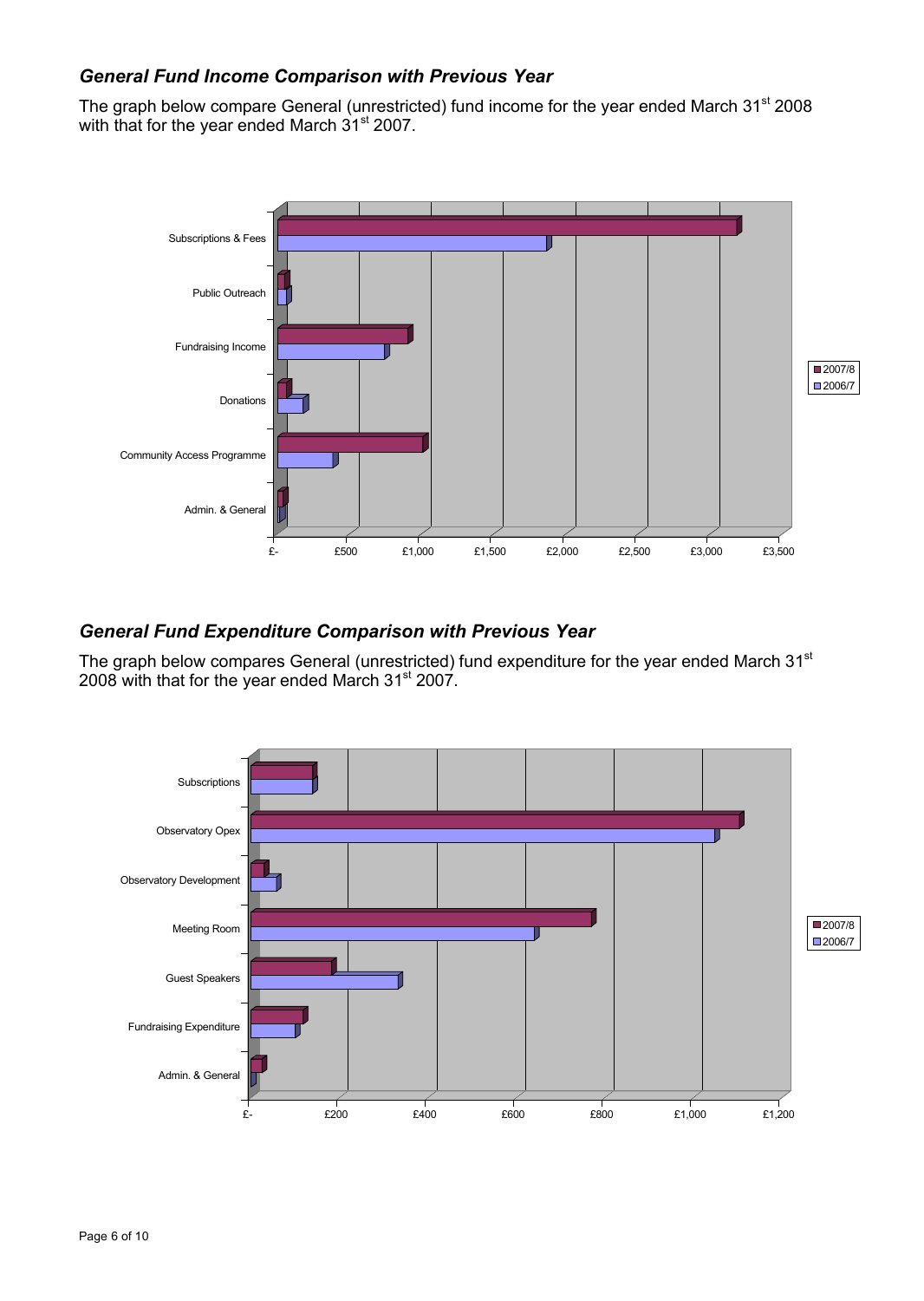### *General Fund Income Comparison with Previous Year*

The graph below compare General (unrestricted) fund income for the year ended March 31st 2008 with that for the year ended March 31st 2007.

### *General Fund Expenditure Comparison with Previous Year*

The graph below compares General (unrestricted) fund expenditure for the year ended March 31st 2008 with that for the year ended March 31st 2007.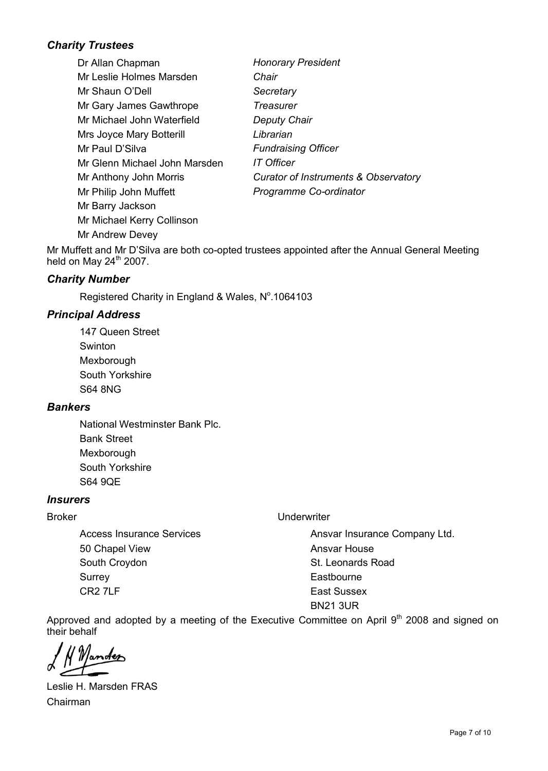### *Charity Trustees*

| | |
|---|---|
| Dr Allan Chapman | *Honorary President* |
| Mr Leslie Holmes Marsden | *Chair* |
| Mr Shaun O'Dell | *Secretary* |
| Mr Gary James Gawthrope | *Treasurer* |
| Mr Michael John Waterfield | *Deputy Chair* |
| Mrs Joyce Mary Botterill | *Librarian* |
| Mr Paul D'Silva | *Fundraising Officer* |
| Mr Glenn Michael John Marsden | *IT Officer* |
| Mr Anthony John Morris | *Curator of Instruments & Observatory* |
| Mr Philip John Muffett | *Programme Co-ordinator* |
| Mr Barry Jackson | |
| Mr Michael Kerry Collinson | |
| Mr Andrew Devey | |

Mr Muffett and Mr D'Silva are both co-opted trustees appointed after the Annual General Meeting held on May 24th 2007.

### *Charity Number*

Registered Charity in England & Wales, N°.1064103

### *Principal Address*

147 Queen Street
Swinton
Mexborough
South Yorkshire
S64 8NG

### *Bankers*

National Westminster Bank Plc.
Bank Street
Mexborough
South Yorkshire
S64 9QE

### *Insurers*

Broker

Access Insurance Services
50 Chapel View
South Croydon
Surrey
CR2 7LF

Underwriter

Ansvar Insurance Company Ltd.
Ansvar House
St. Leonards Road
Eastbourne
East Sussex
BN21 3UR

Approved and adopted by a meeting of the Executive Committee on April 9th 2008 and signed on their behalf

L H Marsden

Leslie H. Marsden FRAS
Chairman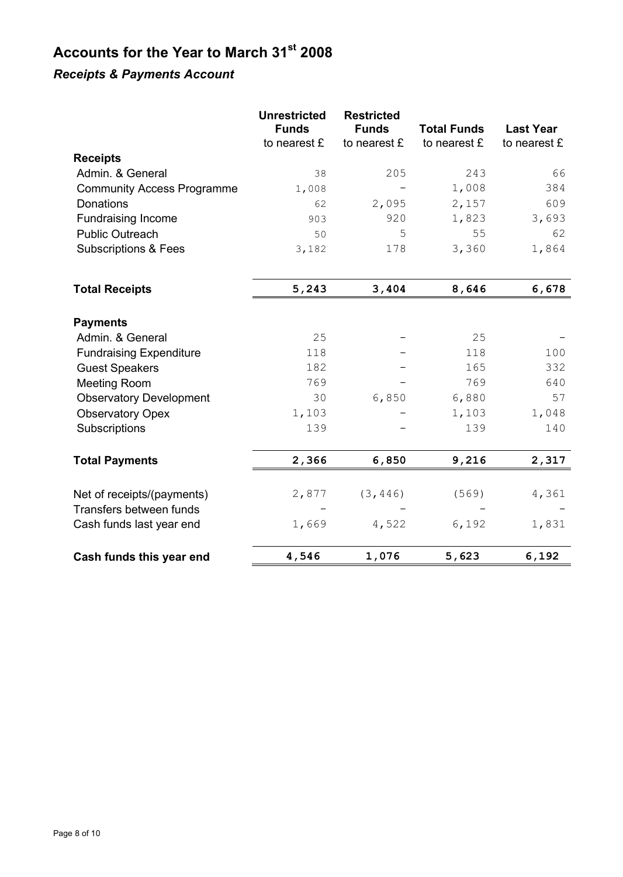# Accounts for the Year to March 31st 2008

## *Receipts & Payments Account*

| | Unrestricted Funds<br>to nearest £ | Restricted Funds<br>to nearest £ | Total Funds<br>to nearest £ | Last Year<br>to nearest £ |
|---|---|---|---|---|
| **Receipts** | | | | |
| Admin. & General | 38 | 205 | 243 | 66 |
| Community Access Programme | 1,008 | - | 1,008 | 384 |
| Donations | 62 | 2,095 | 2,157 | 609 |
| Fundraising Income | 903 | 920 | 1,823 | 3,693 |
| Public Outreach | 50 | 5 | 55 | 62 |
| Subscriptions & Fees | 3,182 | 178 | 3,360 | 1,864 |
| **Total Receipts** | **5,243** | **3,404** | **8,646** | **6,678** |
| **Payments** | | | | |
| Admin. & General | 25 | - | 25 | - |
| Fundraising Expenditure | 118 | - | 118 | 100 |
| Guest Speakers | 182 | - | 165 | 332 |
| Meeting Room | 769 | - | 769 | 640 |
| Observatory Development | 30 | 6,850 | 6,880 | 57 |
| Observatory Opex | 1,103 | - | 1,103 | 1,048 |
| Subscriptions | 139 | - | 139 | 140 |
| **Total Payments** | **2,366** | **6,850** | **9,216** | **2,317** |
| Net of receipts/(payments) | 2,877 | (3,446) | (569) | 4,361 |
| Transfers between funds | - | - | - | - |
| Cash funds last year end | 1,669 | 4,522 | 6,192 | 1,831 |
| **Cash funds this year end** | **4,546** | **1,076** | **5,623** | **6,192** |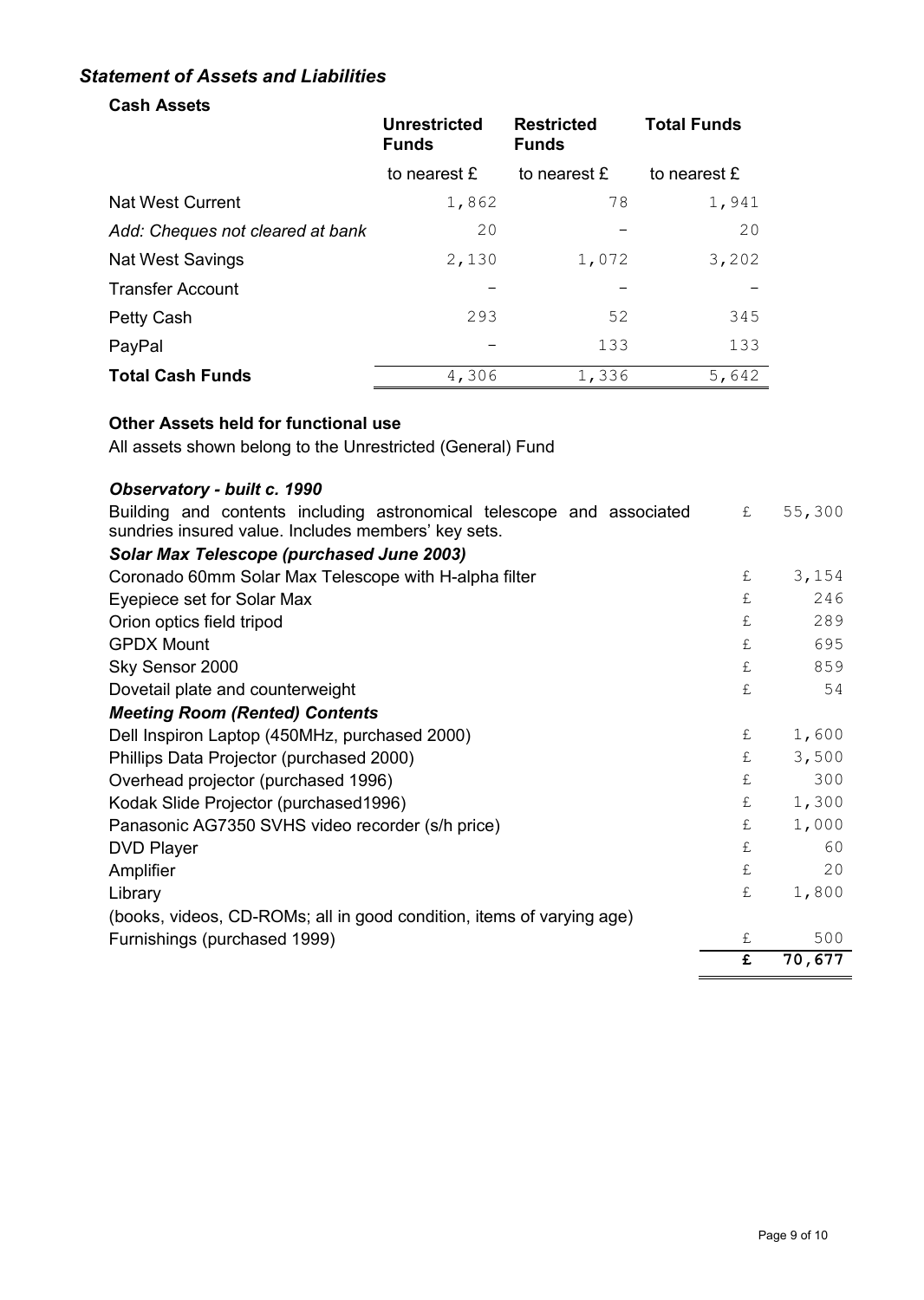## *Statement of Assets and Liabilities*

### Cash Assets

| | Unrestricted Funds | Restricted Funds | Total Funds |
|---|---|---|---|
| | to nearest £ | to nearest £ | to nearest £ |
| Nat West Current | 1,862 | 78 | 1,941 |
| *Add: Cheques not cleared at bank* | 20 | – | 20 |
| Nat West Savings | 2,130 | 1,072 | 3,202 |
| Transfer Account | – | – | – |
| Petty Cash | 293 | 52 | 345 |
| PayPal | – | 133 | 133 |
| **Total Cash Funds** | 4,306 | 1,336 | 5,642 |

### Other Assets held for functional use

All assets shown belong to the Unrestricted (General) Fund

| | | |
|---|---|---|
| ***Observatory - built c. 1990*** | | |
| Building and contents including astronomical telescope and associated sundries insured value. Includes members' key sets. | £ | 55,300 |
| ***Solar Max Telescope (purchased June 2003)*** | | |
| Coronado 60mm Solar Max Telescope with H-alpha filter | £ | 3,154 |
| Eyepiece set for Solar Max | £ | 246 |
| Orion optics field tripod | £ | 289 |
| GPDX Mount | £ | 695 |
| Sky Sensor 2000 | £ | 859 |
| Dovetail plate and counterweight | £ | 54 |
| ***Meeting Room (Rented) Contents*** | | |
| Dell Inspiron Laptop (450MHz, purchased 2000) | £ | 1,600 |
| Phillips Data Projector (purchased 2000) | £ | 3,500 |
| Overhead projector (purchased 1996) | £ | 300 |
| Kodak Slide Projector (purchased1996) | £ | 1,300 |
| Panasonic AG7350 SVHS video recorder (s/h price) | £ | 1,000 |
| DVD Player | £ | 60 |
| Amplifier | £ | 20 |
| Library (books, videos, CD-ROMs; all in good condition, items of varying age) | £ | 1,800 |
| Furnishings (purchased 1999) | £ | 500 |
| | **£** | **70,677** |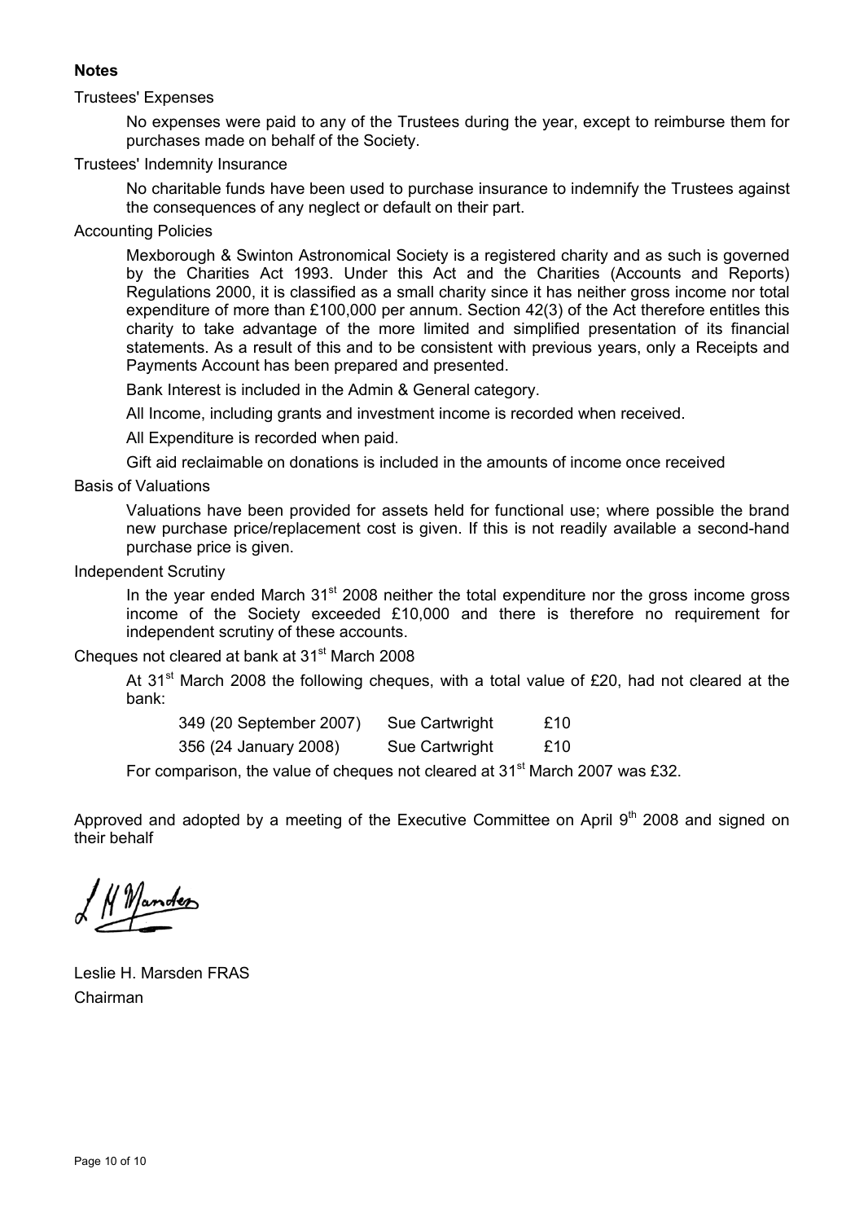**Notes**

Trustees' Expenses

No expenses were paid to any of the Trustees during the year, except to reimburse them for purchases made on behalf of the Society.

Trustees' Indemnity Insurance

No charitable funds have been used to purchase insurance to indemnify the Trustees against the consequences of any neglect or default on their part.

Accounting Policies

Mexborough & Swinton Astronomical Society is a registered charity and as such is governed by the Charities Act 1993. Under this Act and the Charities (Accounts and Reports) Regulations 2000, it is classified as a small charity since it has neither gross income nor total expenditure of more than £100,000 per annum. Section 42(3) of the Act therefore entitles this charity to take advantage of the more limited and simplified presentation of its financial statements. As a result of this and to be consistent with previous years, only a Receipts and Payments Account has been prepared and presented.

Bank Interest is included in the Admin & General category.

All Income, including grants and investment income is recorded when received.

All Expenditure is recorded when paid.

Gift aid reclaimable on donations is included in the amounts of income once received

Basis of Valuations

Valuations have been provided for assets held for functional use; where possible the brand new purchase price/replacement cost is given. If this is not readily available a second-hand purchase price is given.

Independent Scrutiny

In the year ended March 31st 2008 neither the total expenditure nor the gross income gross income of the Society exceeded £10,000 and there is therefore no requirement for independent scrutiny of these accounts.

Cheques not cleared at bank at 31st March 2008

At 31st March 2008 the following cheques, with a total value of £20, had not cleared at the bank:

| | | |
|---|---|---|
| 349 (20 September 2007) | Sue Cartwright | £10 |
| 356 (24 January 2008) | Sue Cartwright | £10 |

For comparison, the value of cheques not cleared at 31st March 2007 was £32.

Approved and adopted by a meeting of the Executive Committee on April 9th 2008 and signed on their behalf

L H Marsden

Leslie H. Marsden FRAS
Chairman